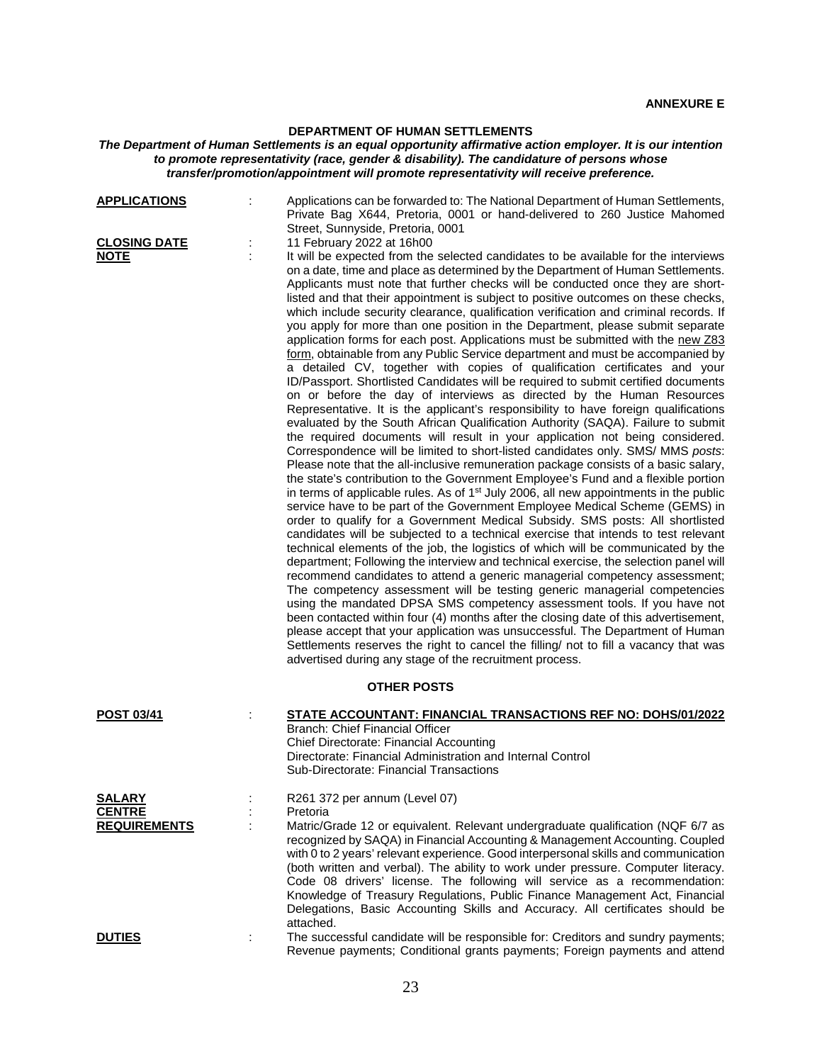**ANNEXURE E**

## DEPARTMENT OF HUMAN SETTLEMENTS

***The Department of Human Settlements is an equal opportunity affirmative action employer. It is our intention to promote representativity (race, gender & disability). The candidature of persons whose transfer/promotion/appointment will promote representativity will receive preference.***

**APPLICATIONS** : Applications can be forwarded to: The National Department of Human Settlements, Private Bag X644, Pretoria, 0001 or hand-delivered to 260 Justice Mahomed Street, Sunnyside, Pretoria, 0001

**CLOSING DATE** : 11 February 2022 at 16h00

**NOTE** : It will be expected from the selected candidates to be available for the interviews on a date, time and place as determined by the Department of Human Settlements. Applicants must note that further checks will be conducted once they are short-listed and that their appointment is subject to positive outcomes on these checks, which include security clearance, qualification verification and criminal records. If you apply for more than one position in the Department, please submit separate application forms for each post. Applications must be submitted with the new Z83 form, obtainable from any Public Service department and must be accompanied by a detailed CV, together with copies of qualification certificates and your ID/Passport. Shortlisted Candidates will be required to submit certified documents on or before the day of interviews as directed by the Human Resources Representative. It is the applicant's responsibility to have foreign qualifications evaluated by the South African Qualification Authority (SAQA). Failure to submit the required documents will result in your application not being considered. Correspondence will be limited to short-listed candidates only. SMS/ MMS *posts*: Please note that the all-inclusive remuneration package consists of a basic salary, the state's contribution to the Government Employee's Fund and a flexible portion in terms of applicable rules. As of 1st July 2006, all new appointments in the public service have to be part of the Government Employee Medical Scheme (GEMS) in order to qualify for a Government Medical Subsidy. SMS posts: All shortlisted candidates will be subjected to a technical exercise that intends to test relevant technical elements of the job, the logistics of which will be communicated by the department; Following the interview and technical exercise, the selection panel will recommend candidates to attend a generic managerial competency assessment; The competency assessment will be testing generic managerial competencies using the mandated DPSA SMS competency assessment tools. If you have not been contacted within four (4) months after the closing date of this advertisement, please accept that your application was unsuccessful. The Department of Human Settlements reserves the right to cancel the filling/ not to fill a vacancy that was advertised during any stage of the recruitment process.

### OTHER POSTS

**POST 03/41** : **STATE ACCOUNTANT: FINANCIAL TRANSACTIONS REF NO: DOHS/01/2022**
Branch: Chief Financial Officer
Chief Directorate: Financial Accounting
Directorate: Financial Administration and Internal Control
Sub-Directorate: Financial Transactions

**SALARY** : R261 372 per annum (Level 07)

**CENTRE** : Pretoria

**REQUIREMENTS** : Matric/Grade 12 or equivalent. Relevant undergraduate qualification (NQF 6/7 as recognized by SAQA) in Financial Accounting & Management Accounting. Coupled with 0 to 2 years' relevant experience. Good interpersonal skills and communication (both written and verbal). The ability to work under pressure. Computer literacy. Code 08 drivers' license. The following will service as a recommendation: Knowledge of Treasury Regulations, Public Finance Management Act, Financial Delegations, Basic Accounting Skills and Accuracy. All certificates should be attached.

**DUTIES** : The successful candidate will be responsible for: Creditors and sundry payments; Revenue payments; Conditional grants payments; Foreign payments and attend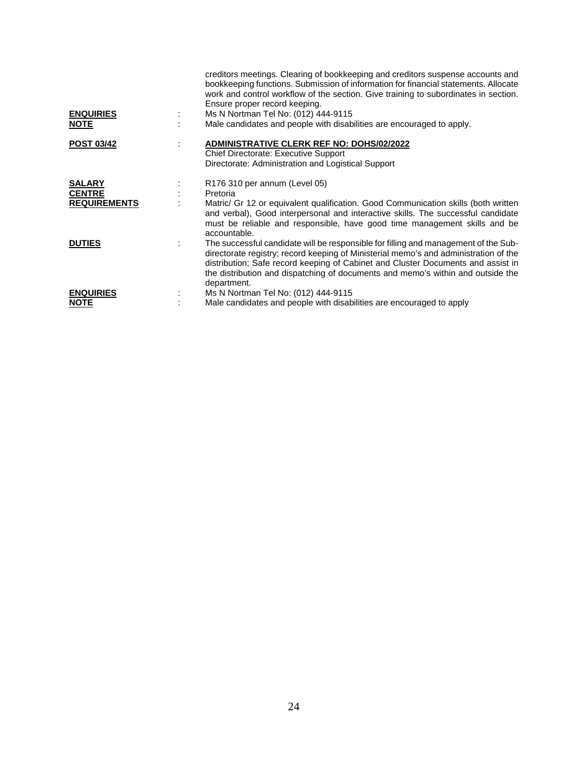creditors meetings. Clearing of bookkeeping and creditors suspense accounts and bookkeeping functions. Submission of information for financial statements. Allocate work and control workflow of the section. Give training to subordinates in section. Ensure proper record keeping.

**ENQUIRIES** : Ms N Nortman Tel No: (012) 444-9115

**NOTE** : Male candidates and people with disabilities are encouraged to apply.

**POST 03/42** : **ADMINISTRATIVE CLERK REF NO: DOHS/02/2022**
Chief Directorate: Executive Support
Directorate: Administration and Logistical Support

**SALARY** : R176 310 per annum (Level 05)

**CENTRE** : Pretoria

**REQUIREMENTS** : Matric/ Gr 12 or equivalent qualification. Good Communication skills (both written and verbal), Good interpersonal and interactive skills. The successful candidate must be reliable and responsible, have good time management skills and be accountable.

**DUTIES** : The successful candidate will be responsible for filling and management of the Sub-directorate registry; record keeping of Ministerial memo's and administration of the distribution; Safe record keeping of Cabinet and Cluster Documents and assist in the distribution and dispatching of documents and memo's within and outside the department.

**ENQUIRIES** : Ms N Nortman Tel No: (012) 444-9115

**NOTE** : Male candidates and people with disabilities are encouraged to apply